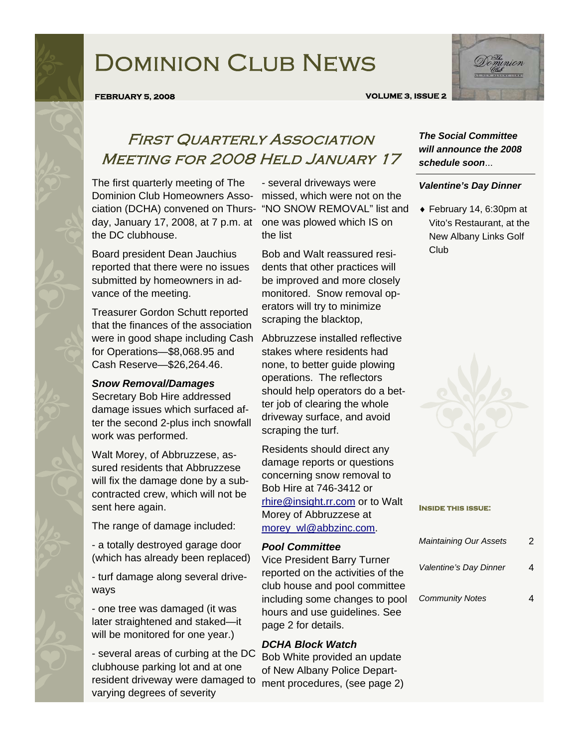# Dominion Club News

**February 5, 2008** **Volume 3, Issue 2**

## First Quarterly Association Meeting for 2008 Held January 17

The first quarterly meeting of The Dominion Club Homeowners Association (DCHA) convened on Thursday, January 17, 2008, at 7 p.m. at the DC clubhouse.

Board president Dean Jauchius reported that there were no issues submitted by homeowners in advance of the meeting.

Treasurer Gordon Schutt reported that the finances of the association were in good shape including Cash for Operations—$8,068.95 and Cash Reserve—$26,264.46.

### *Snow Removal/Damages*

Secretary Bob Hire addressed damage issues which surfaced after the second 2-plus inch snowfall work was performed.

Walt Morey, of Abbruzzese, assured residents that Abbruzzese will fix the damage done by a subcontracted crew, which will not be sent here again.

The range of damage included:

- a totally destroyed garage door (which has already been replaced)

- turf damage along several driveways

- one tree was damaged (it was later straightened and staked—it will be monitored for one year.)

- several areas of curbing at the DC clubhouse parking lot and at one resident driveway were damaged to varying degrees of severity

- several driveways were missed, which were not on the "NO SNOW REMOVAL" list and one was plowed which IS on the list

Bob and Walt reassured residents that other practices will be improved and more closely monitored. Snow removal operators will try to minimize scraping the blacktop,

Abbruzzese installed reflective stakes where residents had none, to better guide plowing operations. The reflectors should help operators do a better job of clearing the whole driveway surface, and avoid scraping the turf.

Residents should direct any damage reports or questions concerning snow removal to Bob Hire at 746-3412 or rhire@insight.rr.com or to Walt Morey of Abbruzzese at morey_wl@abbzinc.com.

### *Pool Committee*

Vice President Barry Turner reported on the activities of the club house and pool committee including some changes to pool hours and use guidelines. See page 2 for details.

### *DCHA Block Watch*

Bob White provided an update of New Albany Police Department procedures, (see page 2)

---

***The Social Committee will announce the 2008 schedule soon**...*

***Valentine's Day Dinner***

- February 14, 6:30pm at Vito's Restaurant, at the New Albany Links Golf Club

**Inside this issue:**

| | |
|---|---|
| *Maintaining Our Assets* | 2 |
| *Valentine's Day Dinner* | 4 |
| *Community Notes* | 4 |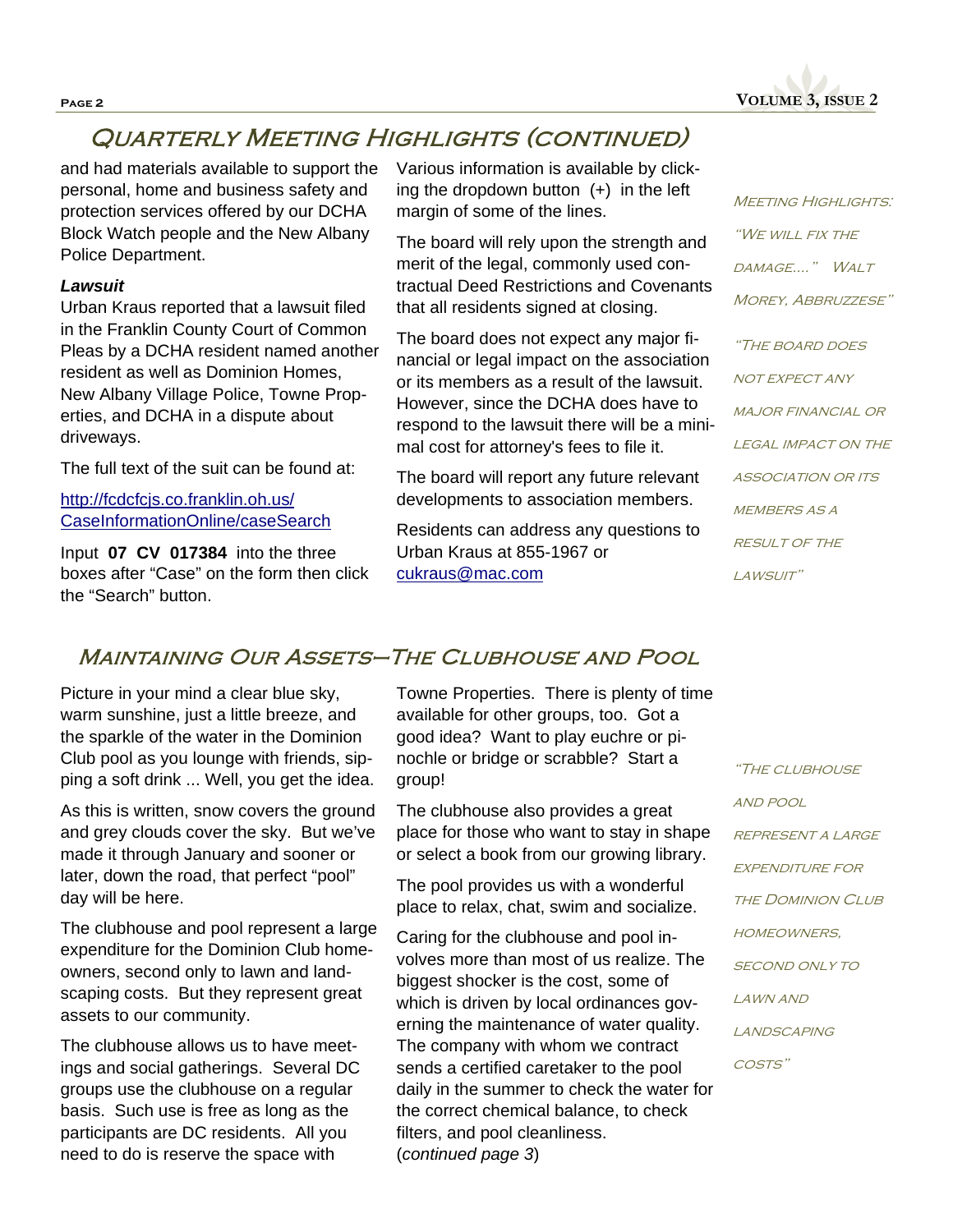## Quarterly Meeting Highlights (continued)

and had materials available to support the personal, home and business safety and protection services offered by our DCHA Block Watch people and the New Albany Police Department.

***Lawsuit***

Urban Kraus reported that a lawsuit filed in the Franklin County Court of Common Pleas by a DCHA resident named another resident as well as Dominion Homes, New Albany Village Police, Towne Properties, and DCHA in a dispute about driveways.

The full text of the suit can be found at:

http://fcdcfcjs.co.franklin.oh.us/CaseInformationOnline/caseSearch

Input **07 CV 017384** into the three boxes after "Case" on the form then click the "Search" button.

Various information is available by clicking the dropdown button (+) in the left margin of some of the lines.

The board will rely upon the strength and merit of the legal, commonly used contractual Deed Restrictions and Covenants that all residents signed at closing.

The board does not expect any major financial or legal impact on the association or its members as a result of the lawsuit. However, since the DCHA does have to respond to the lawsuit there will be a minimal cost for attorney's fees to file it.

The board will report any future relevant developments to association members.

Residents can address any questions to Urban Kraus at 855-1967 or cukraus@mac.com

*Meeting Highlights:*

*"We will fix the damage…." Walt Morey, Abbruzzese"*

*"The board does not expect any major financial or legal impact on the association or its members as a result of the lawsuit"*

## Maintaining Our Assets—The Clubhouse and Pool

Picture in your mind a clear blue sky, warm sunshine, just a little breeze, and the sparkle of the water in the Dominion Club pool as you lounge with friends, sipping a soft drink ... Well, you get the idea.

As this is written, snow covers the ground and grey clouds cover the sky. But we've made it through January and sooner or later, down the road, that perfect "pool" day will be here.

The clubhouse and pool represent a large expenditure for the Dominion Club homeowners, second only to lawn and landscaping costs. But they represent great assets to our community.

The clubhouse allows us to have meetings and social gatherings. Several DC groups use the clubhouse on a regular basis. Such use is free as long as the participants are DC residents. All you need to do is reserve the space with Towne Properties. There is plenty of time available for other groups, too. Got a good idea? Want to play euchre or pinochle or bridge or scrabble? Start a group!

The clubhouse also provides a great place for those who want to stay in shape or select a book from our growing library.

The pool provides us with a wonderful place to relax, chat, swim and socialize.

Caring for the clubhouse and pool involves more than most of us realize. The biggest shocker is the cost, some of which is driven by local ordinances governing the maintenance of water quality. The company with whom we contract sends a certified caretaker to the pool daily in the summer to check the water for the correct chemical balance, to check filters, and pool cleanliness. (*continued page 3*)

*"The clubhouse and pool represent a large expenditure for the Dominion Club homeowners, second only to lawn and landscaping costs"*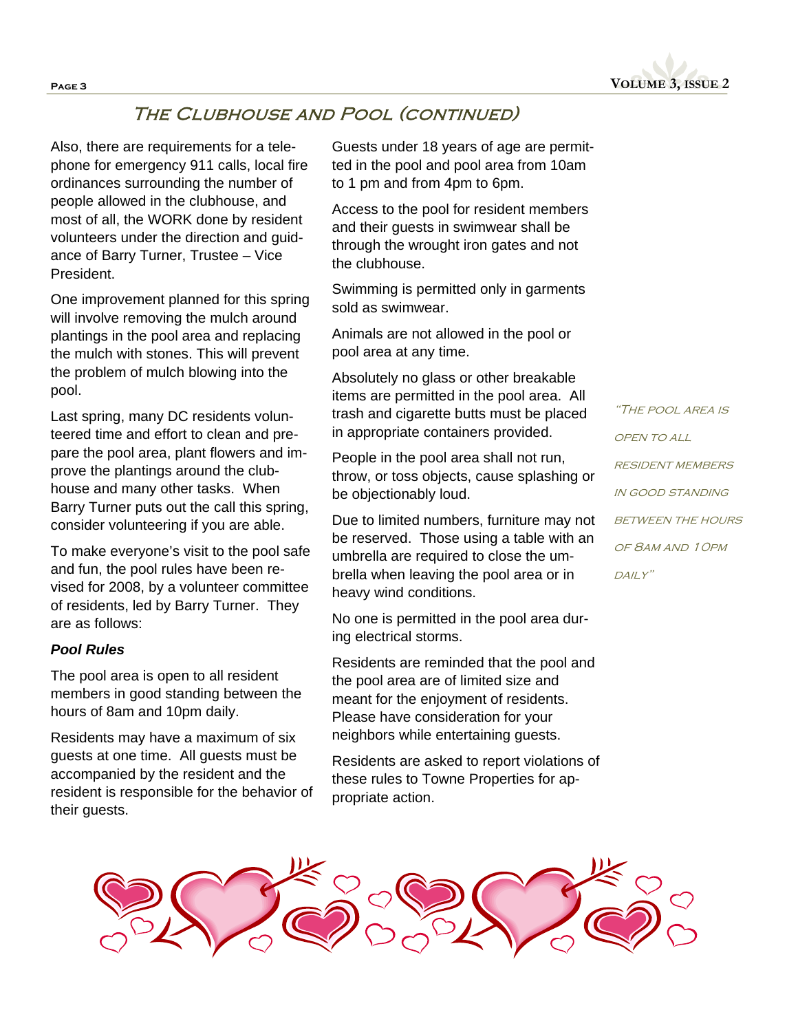## The Clubhouse and Pool (continued)

Also, there are requirements for a telephone for emergency 911 calls, local fire ordinances surrounding the number of people allowed in the clubhouse, and most of all, the WORK done by resident volunteers under the direction and guidance of Barry Turner, Trustee – Vice President.

One improvement planned for this spring will involve removing the mulch around plantings in the pool area and replacing the mulch with stones. This will prevent the problem of mulch blowing into the pool.

Last spring, many DC residents volunteered time and effort to clean and prepare the pool area, plant flowers and improve the plantings around the clubhouse and many other tasks. When Barry Turner puts out the call this spring, consider volunteering if you are able.

To make everyone's visit to the pool safe and fun, the pool rules have been revised for 2008, by a volunteer committee of residents, led by Barry Turner. They are as follows:

***Pool Rules***

The pool area is open to all resident members in good standing between the hours of 8am and 10pm daily.

Residents may have a maximum of six guests at one time. All guests must be accompanied by the resident and the resident is responsible for the behavior of their guests.

Guests under 18 years of age are permitted in the pool and pool area from 10am to 1 pm and from 4pm to 6pm.

Access to the pool for resident members and their guests in swimwear shall be through the wrought iron gates and not the clubhouse.

Swimming is permitted only in garments sold as swimwear.

Animals are not allowed in the pool or pool area at any time.

Absolutely no glass or other breakable items are permitted in the pool area. All trash and cigarette butts must be placed in appropriate containers provided.

People in the pool area shall not run, throw, or toss objects, cause splashing or be objectionably loud.

Due to limited numbers, furniture may not be reserved. Those using a table with an umbrella are required to close the umbrella when leaving the pool area or in heavy wind conditions.

No one is permitted in the pool area during electrical storms.

Residents are reminded that the pool and the pool area are of limited size and meant for the enjoyment of residents. Please have consideration for your neighbors while entertaining guests.

Residents are asked to report violations of these rules to Towne Properties for appropriate action.

*"The pool area is open to all resident members in good standing between the hours of 8am and 10pm daily"*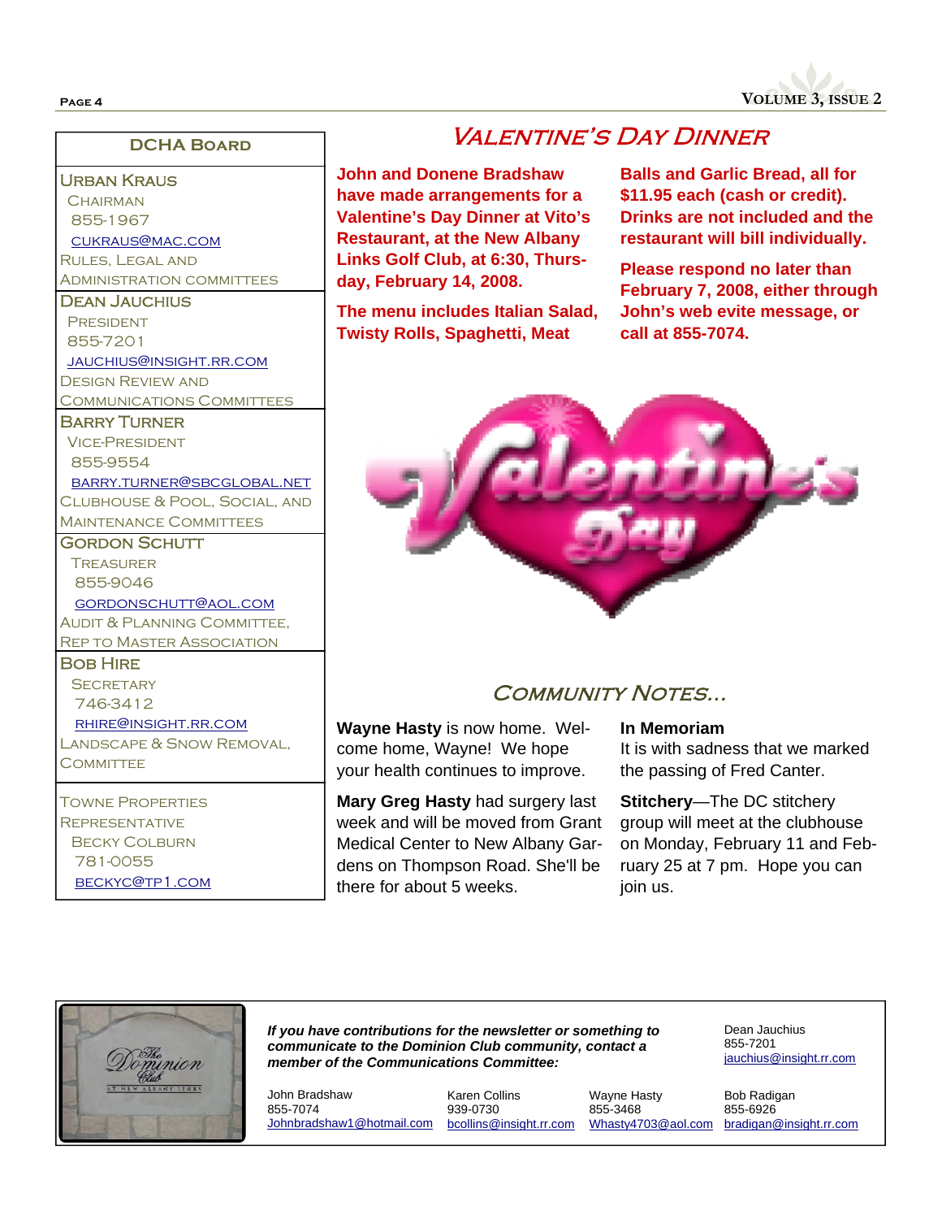## DCHA Board

**Urban Kraus**
Chairman
855-1967
cukraus@mac.com
Rules, Legal and Administration Committees

**Dean Jauchius**
President
855-7201
jauchius@insight.rr.com
Design Review and Communications Committees

**Barry Turner**
Vice-President
855-9554
barry.turner@sbcglobal.net
Clubhouse & Pool, Social, and Maintenance Committees

**Gordon Schutt**
Treasurer
855-9046
gordonschutt@aol.com
Audit & Planning Committee, Rep to Master Association

**Bob Hire**
Secretary
746-3412
rhire@insight.rr.com
Landscape & Snow Removal, Committee

Towne Properties Representative
Becky Colburn
781-0055
beckyc@tp1.com

# Valentine's Day Dinner

**John and Donene Bradshaw have made arrangements for a Valentine's Day Dinner at Vito's Restaurant, at the New Albany Links Golf Club, at 6:30, Thursday, February 14, 2008.**

**The menu includes Italian Salad, Twisty Rolls, Spaghetti, Meat Balls and Garlic Bread, all for $11.95 each (cash or credit). Drinks are not included and the restaurant will bill individually.**

**Please respond no later than February 7, 2008, either through John's web evite message, or call at 855-7074.**

# Community Notes...

**Wayne Hasty** is now home. Welcome home, Wayne! We hope your health continues to improve.

**Mary Greg Hasty** had surgery last week and will be moved from Grant Medical Center to New Albany Gardens on Thompson Road. She'll be there for about 5 weeks.

**In Memoriam**
It is with sadness that we marked the passing of Fred Canter.

**Stitchery**—The DC stitchery group will meet at the clubhouse on Monday, February 11 and February 25 at 7 pm. Hope you can join us.

***If you have contributions for the newsletter or something to communicate to the Dominion Club community, contact a member of the Communications Committee:***

Dean Jauchius
855-7201
jauchius@insight.rr.com

John Bradshaw
855-7074
Johnbradshaw1@hotmail.com

Karen Collins
939-0730
bcollins@insight.rr.com

Wayne Hasty
855-3468
Whasty4703@aol.com

Bob Radigan
855-6926
bradigan@insight.rr.com